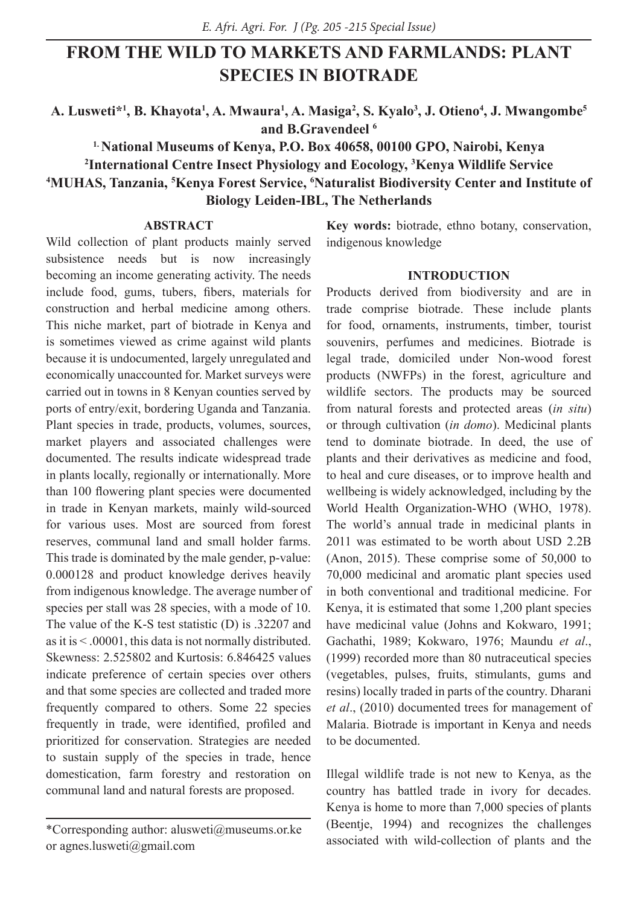# FROM THE WILD TO MARKETS AND FARMLANDS: PLANT SPECIES IN BIOTRADE

**A. Lusweti*[1], B. Khayota[1], A. Mwaura[1], A. Masiga[2], S. Kyalo[3], J. Otieno[4], J. Mwangombe[5] and B.Gravendeel [6]**

**[1.] National Museums of Kenya, P.O. Box 40658, 00100 GPO, Nairobi, Kenya**
**[2]International Centre Insect Physiology and Eocology, [3]Kenya Wildlife Service**
**[4]MUHAS, Tanzania, [5]Kenya Forest Service, [6]Naturalist Biodiversity Center and Institute of Biology Leiden-IBL, The Netherlands**

## ABSTRACT

Wild collection of plant products mainly served subsistence needs but is now increasingly becoming an income generating activity. The needs include food, gums, tubers, fibers, materials for construction and herbal medicine among others. This niche market, part of biotrade in Kenya and is sometimes viewed as crime against wild plants because it is undocumented, largely unregulated and economically unaccounted for. Market surveys were carried out in towns in 8 Kenyan counties served by ports of entry/exit, bordering Uganda and Tanzania. Plant species in trade, products, volumes, sources, market players and associated challenges were documented. The results indicate widespread trade in plants locally, regionally or internationally. More than 100 flowering plant species were documented in trade in Kenyan markets, mainly wild-sourced for various uses. Most are sourced from forest reserves, communal land and small holder farms. This trade is dominated by the male gender, p-value: 0.000128 and product knowledge derives heavily from indigenous knowledge. The average number of species per stall was 28 species, with a mode of 10. The value of the K-S test statistic (D) is .32207 and as it is < .00001, this data is not normally distributed. Skewness: 2.525802 and Kurtosis: 6.846425 values indicate preference of certain species over others and that some species are collected and traded more frequently compared to others. Some 22 species frequently in trade, were identified, profiled and prioritized for conservation. Strategies are needed to sustain supply of the species in trade, hence domestication, farm forestry and restoration on communal land and natural forests are proposed.

**Key words:** biotrade, ethno botany, conservation, indigenous knowledge

## INTRODUCTION

Products derived from biodiversity and are in trade comprise biotrade. These include plants for food, ornaments, instruments, timber, tourist souvenirs, perfumes and medicines. Biotrade is legal trade, domiciled under Non-wood forest products (NWFPs) in the forest, agriculture and wildlife sectors. The products may be sourced from natural forests and protected areas (*in situ*) or through cultivation (*in domo*). Medicinal plants tend to dominate biotrade. In deed, the use of plants and their derivatives as medicine and food, to heal and cure diseases, or to improve health and wellbeing is widely acknowledged, including by the World Health Organization-WHO (WHO, 1978). The world's annual trade in medicinal plants in 2011 was estimated to be worth about USD 2.2B (Anon, 2015). These comprise some of 50,000 to 70,000 medicinal and aromatic plant species used in both conventional and traditional medicine. For Kenya, it is estimated that some 1,200 plant species have medicinal value (Johns and Kokwaro, 1991; Gachathi, 1989; Kokwaro, 1976; Maundu *et al*., (1999) recorded more than 80 nutraceutical species (vegetables, pulses, fruits, stimulants, gums and resins) locally traded in parts of the country. Dharani *et al*., (2010) documented trees for management of Malaria. Biotrade is important in Kenya and needs to be documented.

Illegal wildlife trade is not new to Kenya, as the country has battled trade in ivory for decades. Kenya is home to more than 7,000 species of plants (Beentje, 1994) and recognizes the challenges associated with wild-collection of plants and the

*Corresponding author: alusweti@museums.or.ke or agnes.lusweti@gmail.com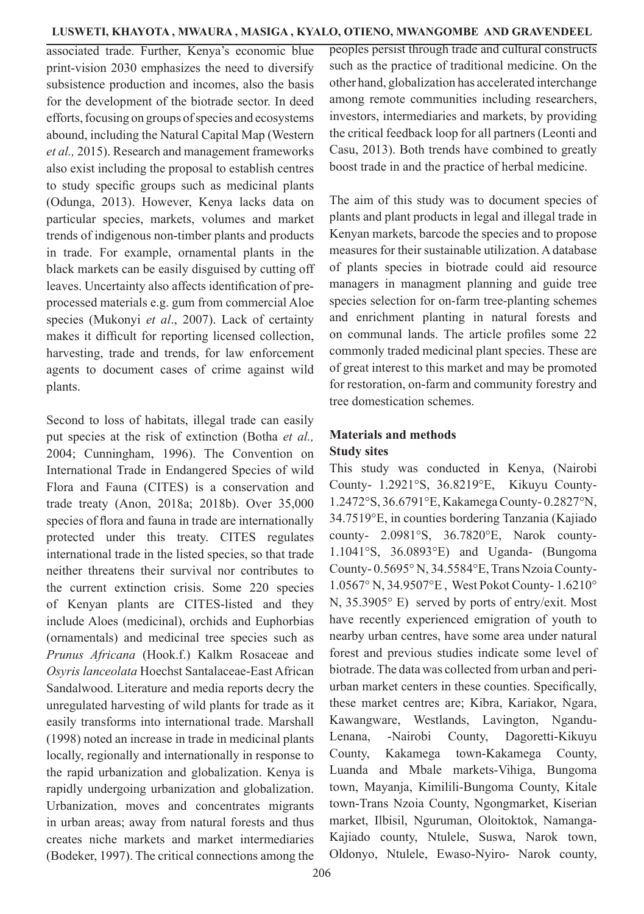associated trade. Further, Kenya's economic blue print-vision 2030 emphasizes the need to diversify subsistence production and incomes, also the basis for the development of the biotrade sector. In deed efforts, focusing on groups of species and ecosystems abound, including the Natural Capital Map (Western *et al.,* 2015). Research and management frameworks also exist including the proposal to establish centres to study specific groups such as medicinal plants (Odunga, 2013). However, Kenya lacks data on particular species, markets, volumes and market trends of indigenous non-timber plants and products in trade. For example, ornamental plants in the black markets can be easily disguised by cutting off leaves. Uncertainty also affects identification of pre-processed materials e.g. gum from commercial Aloe species (Mukonyi *et al*., 2007). Lack of certainty makes it difficult for reporting licensed collection, harvesting, trade and trends, for law enforcement agents to document cases of crime against wild plants.

Second to loss of habitats, illegal trade can easily put species at the risk of extinction (Botha *et al.,* 2004; Cunningham, 1996). The Convention on International Trade in Endangered Species of wild Flora and Fauna (CITES) is a conservation and trade treaty (Anon, 2018a; 2018b). Over 35,000 species of flora and fauna in trade are internationally protected under this treaty. CITES regulates international trade in the listed species, so that trade neither threatens their survival nor contributes to the current extinction crisis. Some 220 species of Kenyan plants are CITES-listed and they include Aloes (medicinal), orchids and Euphorbias (ornamentals) and medicinal tree species such as *Prunus Africana* (Hook.f.) Kalkm Rosaceae and *Osyris lanceolata* Hoechst Santalaceae-East African Sandalwood. Literature and media reports decry the unregulated harvesting of wild plants for trade as it easily transforms into international trade. Marshall (1998) noted an increase in trade in medicinal plants locally, regionally and internationally in response to the rapid urbanization and globalization. Kenya is rapidly undergoing urbanization and globalization. Urbanization, moves and concentrates migrants in urban areas; away from natural forests and thus creates niche markets and market intermediaries (Bodeker, 1997). The critical connections among the peoples persist through trade and cultural constructs such as the practice of traditional medicine. On the other hand, globalization has accelerated interchange among remote communities including researchers, investors, intermediaries and markets, by providing the critical feedback loop for all partners (Leonti and Casu, 2013). Both trends have combined to greatly boost trade in and the practice of herbal medicine.

The aim of this study was to document species of plants and plant products in legal and illegal trade in Kenyan markets, barcode the species and to propose measures for their sustainable utilization. A database of plants species in biotrade could aid resource managers in managment planning and guide tree species selection for on-farm tree-planting schemes and enrichment planting in natural forests and on communal lands. The article profiles some 22 commonly traded medicinal plant species. These are of great interest to this market and may be promoted for restoration, on-farm and community forestry and tree domestication schemes.

## Materials and methods

### Study sites

This study was conducted in Kenya, (Nairobi County- 1.2921°S, 36.8219°E, Kikuyu County- 1.2472°S, 36.6791°E, Kakamega County- 0.2827°N, 34.7519°E, in counties bordering Tanzania (Kajiado county- 2.0981°S, 36.7820°E, Narok county- 1.1041°S, 36.0893°E) and Uganda- (Bungoma County- 0.5695° N, 34.5584°E, Trans Nzoia County- 1.0567° N, 34.9507°E , West Pokot County- 1.6210° N, 35.3905° E) served by ports of entry/exit. Most have recently experienced emigration of youth to nearby urban centres, have some area under natural forest and previous studies indicate some level of biotrade. The data was collected from urban and peri-urban market centers in these counties. Specifically, these market centres are; Kibra, Kariakor, Ngara, Kawangware, Westlands, Lavington, Ngandu-Lenana, -Nairobi County, Dagoretti-Kikuyu County, Kakamega town-Kakamega County, Luanda and Mbale markets-Vihiga, Bungoma town, Mayanja, Kimilili-Bungoma County, Kitale town-Trans Nzoia County, Ngongmarket, Kiserian market, Ilbisil, Nguruman, Oloitoktok, Namanga-Kajiado county, Ntulele, Suswa, Narok town, Oldonyo, Ntulele, Ewaso-Nyiro- Narok county,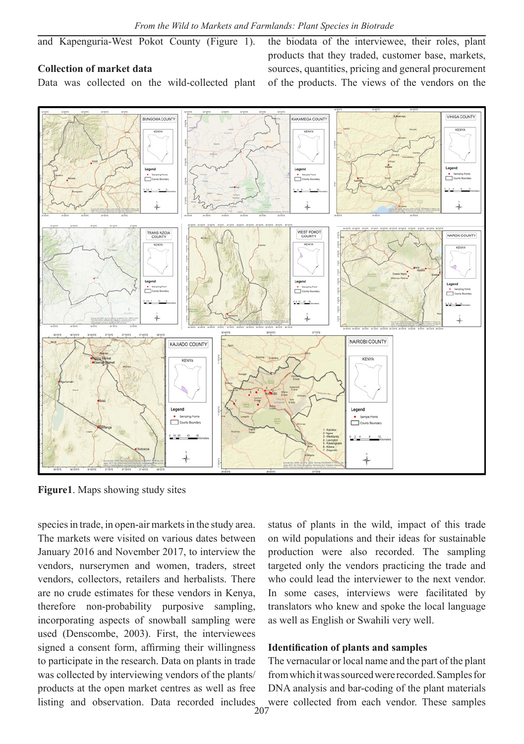and Kapenguria-West Pokot County (Figure 1).

### Collection of market data

Data was collected on the wild-collected plant species in trade, in open-air markets in the study area. The markets were visited on various dates between January 2016 and November 2017, to interview the vendors, nurserymen and women, traders, street vendors, collectors, retailers and herbalists. There are no crude estimates for these vendors in Kenya, therefore non-probability purposive sampling, incorporating aspects of snowball sampling were used (Denscombe, 2003). First, the interviewees signed a consent form, affirming their willingness to participate in the research. Data on plants in trade was collected by interviewing vendors of the plants/products at the open market centres as well as free listing and observation. Data recorded includes the biodata of the interviewee, their roles, plant products that they traded, customer base, markets, sources, quantities, pricing and general procurement of the products. The views of the vendors on the status of plants in the wild, impact of this trade on wild populations and their ideas for sustainable production were also recorded. The sampling targeted only the vendors practicing the trade and who could lead the interviewer to the next vendor. In some cases, interviews were facilitated by translators who knew and spoke the local language as well as English or Swahili very well.

**Figure1**. Maps showing study sites

### Identification of plants and samples

The vernacular or local name and the part of the plant from which it was sourced were recorded. Samples for DNA analysis and bar-coding of the plant materials were collected from each vendor. These samples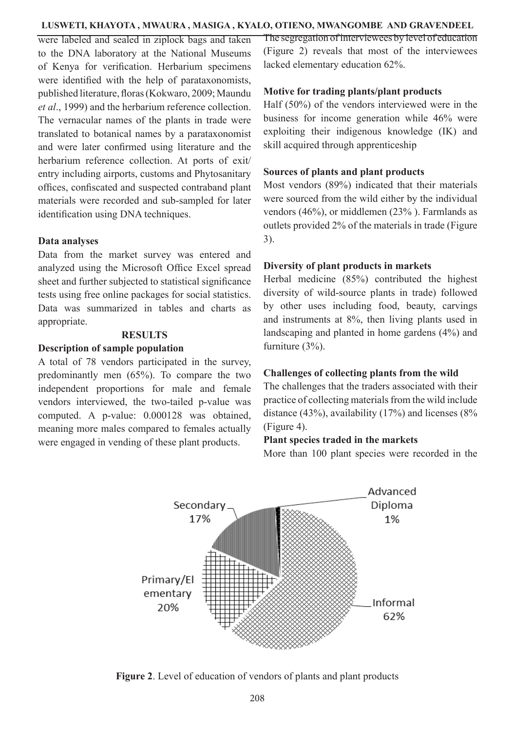were labeled and sealed in ziplock bags and taken to the DNA laboratory at the National Museums of Kenya for verification. Herbarium specimens were identified with the help of parataxonomists, published literature, floras (Kokwaro, 2009; Maundu *et al*., 1999) and the herbarium reference collection. The vernacular names of the plants in trade were translated to botanical names by a parataxonomist and were later confirmed using literature and the herbarium reference collection. At ports of exit/entry including airports, customs and Phytosanitary offices, confiscated and suspected contraband plant materials were recorded and sub-sampled for later identification using DNA techniques.

**Data analyses**

Data from the market survey was entered and analyzed using the Microsoft Office Excel spread sheet and further subjected to statistical significance tests using free online packages for social statistics. Data was summarized in tables and charts as appropriate.

## RESULTS

**Description of sample population**

A total of 78 vendors participated in the survey, predominantly men (65%). To compare the two independent proportions for male and female vendors interviewed, the two-tailed p-value was computed. A p-value: 0.000128 was obtained, meaning more males compared to females actually were engaged in vending of these plant products.

The segregation of interviewees by level of education (Figure 2) reveals that most of the interviewees lacked elementary education 62%.

**Motive for trading plants/plant products**

Half (50%) of the vendors interviewed were in the business for income generation while 46% were exploiting their indigenous knowledge (IK) and skill acquired through apprenticeship

**Sources of plants and plant products**

Most vendors (89%) indicated that their materials were sourced from the wild either by the individual vendors (46%), or middlemen (23% ). Farmlands as outlets provided 2% of the materials in trade (Figure 3).

**Diversity of plant products in markets**

Herbal medicine (85%) contributed the highest diversity of wild-source plants in trade) followed by other uses including food, beauty, carvings and instruments at 8%, then living plants used in landscaping and planted in home gardens (4%) and furniture (3%).

**Challenges of collecting plants from the wild**

The challenges that the traders associated with their practice of collecting materials from the wild include distance (43%), availability (17%) and licenses (8% (Figure 4).

**Plant species traded in the markets**

More than 100 plant species were recorded in the

Secondary 17%; Advanced Diploma 1%; Primary/Elementary 20%; Informal 62%

**Figure 2**. Level of education of vendors of plants and plant products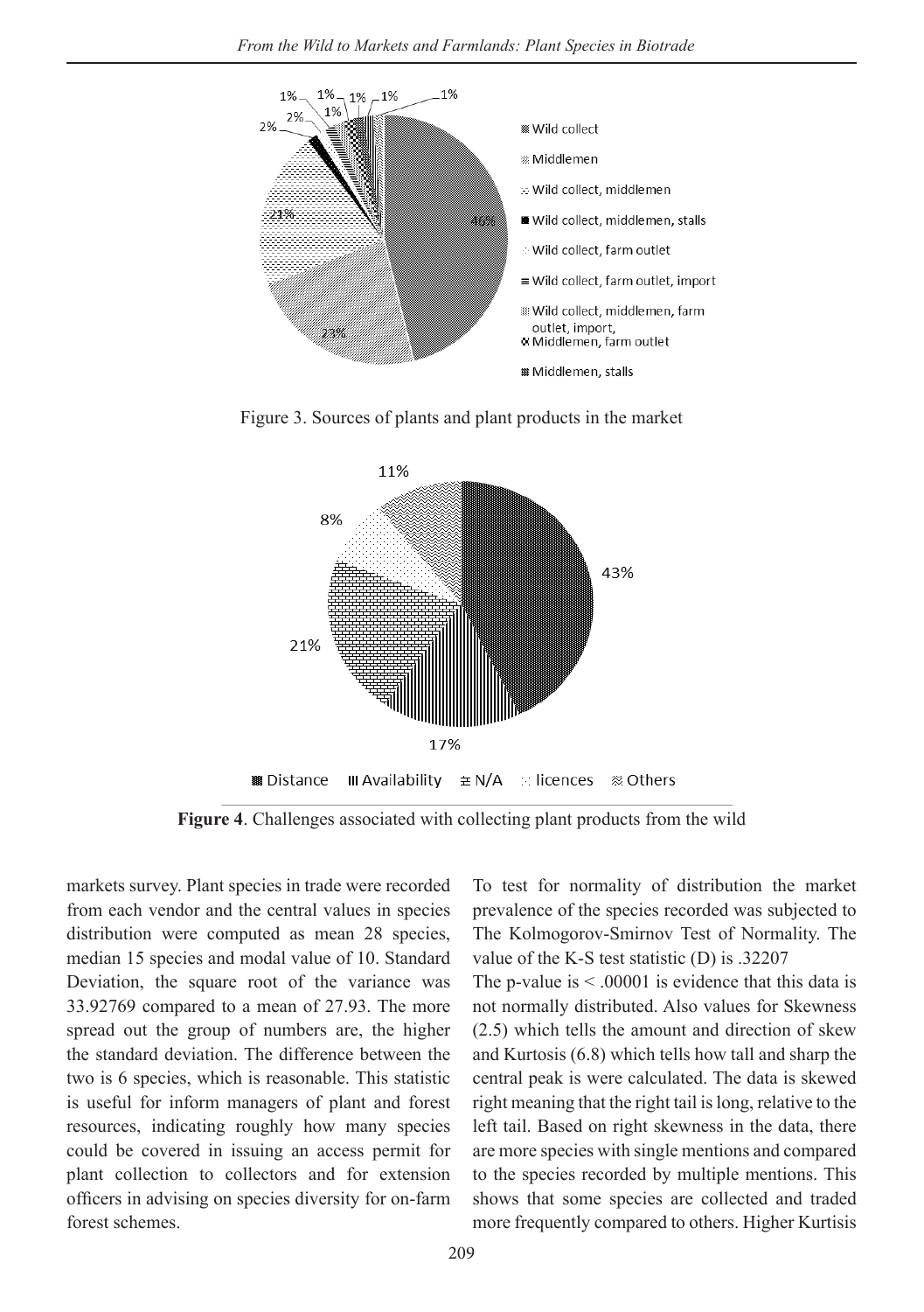Figure 3. Sources of plants and plant products in the market

**Figure 4**. Challenges associated with collecting plant products from the wild

markets survey. Plant species in trade were recorded from each vendor and the central values in species distribution were computed as mean 28 species, median 15 species and modal value of 10. Standard Deviation, the square root of the variance was 33.92769 compared to a mean of 27.93. The more spread out the group of numbers are, the higher the standard deviation. The difference between the two is 6 species, which is reasonable. This statistic is useful for inform managers of plant and forest resources, indicating roughly how many species could be covered in issuing an access permit for plant collection to collectors and for extension officers in advising on species diversity for on-farm forest schemes.

To test for normality of distribution the market prevalence of the species recorded was subjected to The Kolmogorov-Smirnov Test of Normality. The value of the K-S test statistic (D) is .32207

The p-value is < .00001 is evidence that this data is not normally distributed. Also values for Skewness (2.5) which tells the amount and direction of skew and Kurtosis (6.8) which tells how tall and sharp the central peak is were calculated. The data is skewed right meaning that the right tail is long, relative to the left tail. Based on right skewness in the data, there are more species with single mentions and compared to the species recorded by multiple mentions. This shows that some species are collected and traded more frequently compared to others. Higher Kurtisis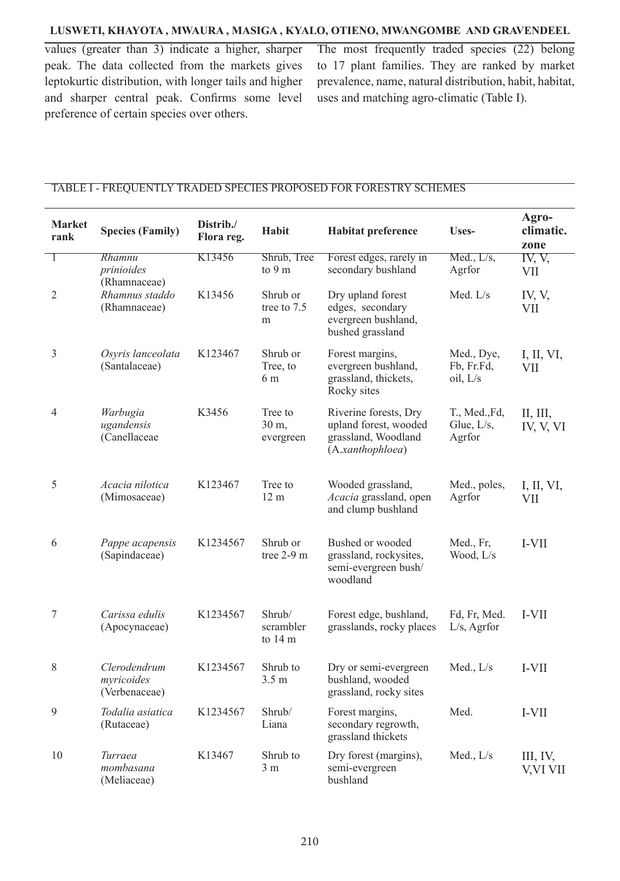values (greater than 3) indicate a higher, sharper peak. The data collected from the markets gives leptokurtic distribution, with longer tails and higher and sharper central peak. Confirms some level preference of certain species over others.

The most frequently traded species (22) belong to 17 plant families. They are ranked by market prevalence, name, natural distribution, habit, habitat, uses and matching agro-climatic (Table I).

TABLE I - FREQUENTLY TRADED SPECIES PROPOSED FOR FORESTRY SCHEMES

| Market rank | Species (Family) | Distrib./ Flora reg. | Habit | Habitat preference | Uses- | Agro-climatic. zone |
|---|---|---|---|---|---|---|
| 1 | *Rhamnu prinioides* (Rhamnaceae) | K13456 | Shrub, Tree to 9 m | Forest edges, rarely in secondary bushland | Med., L/s, Agrfor | IV, V, VII |
| 2 | *Rhamnus staddo* (Rhamnaceae) | K13456 | Shrub or tree to 7.5 m | Dry upland forest edges, secondary evergreen bushland, bushed grassland | Med. L/s | IV, V, VII |
| 3 | *Osyris lanceolata* (Santalaceae) | K123467 | Shrub or Tree, to 6 m | Forest margins, evergreen bushland, grassland, thickets, Rocky sites | Med., Dye, Fb, Fr.Fd, oil, L/s | I, II, VI, VII |
| 4 | *Warbugia ugandensis* (Canellaceae | K3456 | Tree to 30 m, evergreen | Riverine forests, Dry upland forest, wooded grassland, Woodland (*A.xanthophloea*) | T., Med.,Fd, Glue, L/s, Agrfor | II, III, IV, V, VI |
| 5 | *Acacia nilotica* (Mimosaceae) | K123467 | Tree to 12 m | Wooded grassland, *Acacia* grassland, open and clump bushland | Med., poles, Agrfor | I, II, VI, VII |
| 6 | *Pappe acapensis* (Sapindaceae) | K1234567 | Shrub or tree 2-9 m | Bushed or wooded grassland, rockysites, semi-evergreen bush/ woodland | Med., Fr, Wood, L/s | I-VII |
| 7 | *Carissa edulis* (Apocynaceae) | K1234567 | Shrub/ scrambler to 14 m | Forest edge, bushland, grasslands, rocky places | Fd, Fr, Med. L/s, Agrfor | I-VII |
| 8 | *Clerodendrum myricoides* (Verbenaceae) | K1234567 | Shrub to 3.5 m | Dry or semi-evergreen bushland, wooded grassland, rocky sites | Med., L/s | I-VII |
| 9 | *Todalia asiatica* (Rutaceae) | K1234567 | Shrub/ Liana | Forest margins, secondary regrowth, grassland thickets | Med. | I-VII |
| 10 | *Turraea mombasana* (Meliaceae) | K13467 | Shrub to 3 m | Dry forest (margins), semi-evergreen bushland | Med., L/s | III, IV, V,VI VII |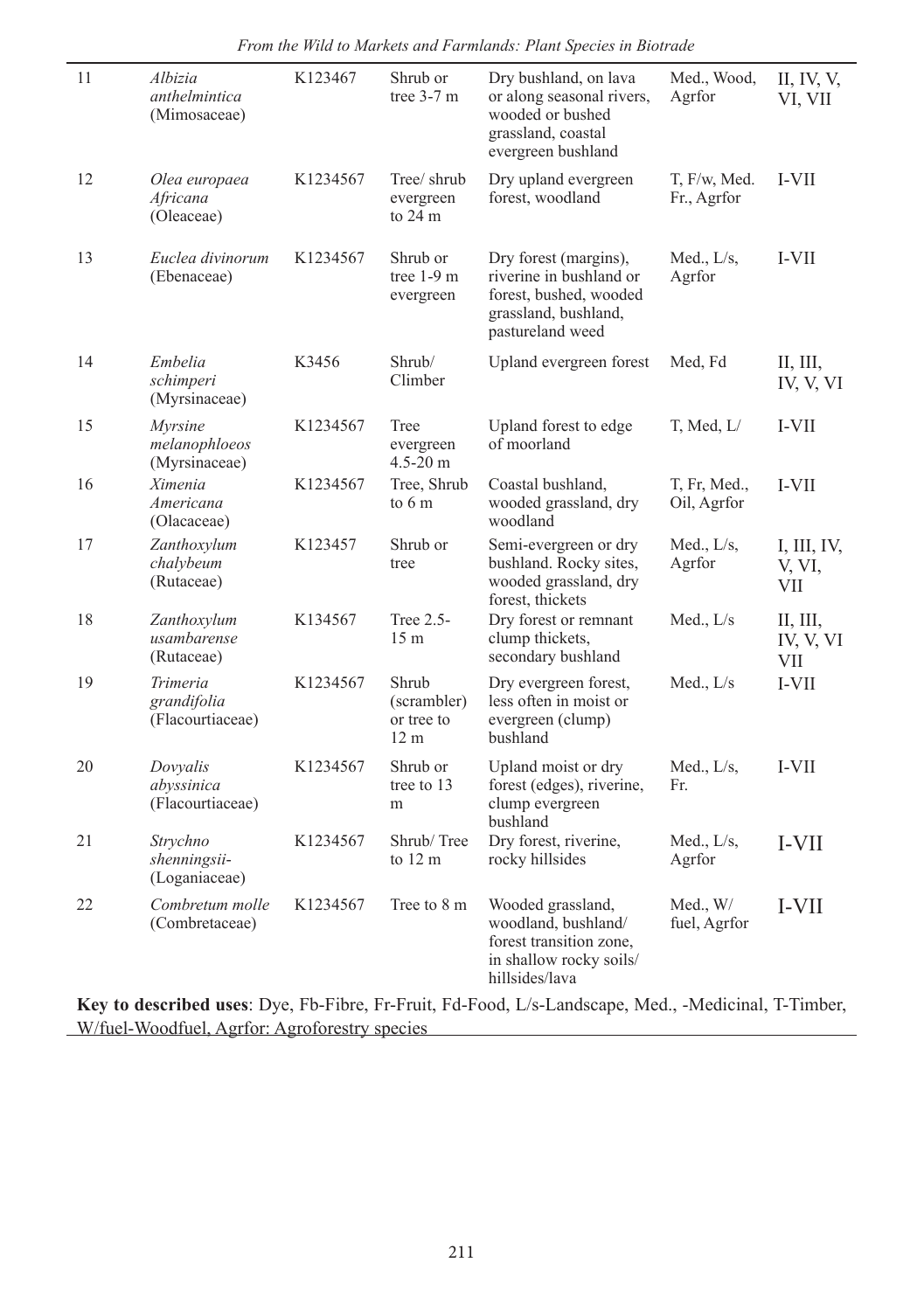| 11 | *Albizia anthelmintica* (Mimosaceae) | K123467 | Shrub or tree 3-7 m | Dry bushland, on lava or along seasonal rivers, wooded or bushed grassland, coastal evergreen bushland | Med., Wood, Agrfor | II, IV, V, VI, VII |
|---|---|---|---|---|---|---|
| 12 | *Olea europaea Africana* (Oleaceae) | K1234567 | Tree/ shrub evergreen to 24 m | Dry upland evergreen forest, woodland | T, F/w, Med. Fr., Agrfor | I-VII |
| 13 | *Euclea divinorum* (Ebenaceae) | K1234567 | Shrub or tree 1-9 m evergreen | Dry forest (margins), riverine in bushland or forest, bushed, wooded grassland, bushland, pastureland weed | Med., L/s, Agrfor | I-VII |
| 14 | *Embelia schimperi* (Myrsinaceae) | K3456 | Shrub/ Climber | Upland evergreen forest | Med, Fd | II, III, IV, V, VI |
| 15 | *Myrsine melanophloeos* (Myrsinaceae) | K1234567 | Tree evergreen 4.5-20 m | Upland forest to edge of moorland | T, Med, L/ | I-VII |
| 16 | *Ximenia Americana* (Olacaceae) | K1234567 | Tree, Shrub to 6 m | Coastal bushland, wooded grassland, dry woodland | T, Fr, Med., Oil, Agrfor | I-VII |
| 17 | *Zanthoxylum chalybeum* (Rutaceae) | K123457 | Shrub or tree | Semi-evergreen or dry bushland. Rocky sites, wooded grassland, dry forest, thickets | Med., L/s, Agrfor | I, III, IV, V, VI, VII |
| 18 | *Zanthoxylum usambarense* (Rutaceae) | K134567 | Tree 2.5-15 m | Dry forest or remnant clump thickets, secondary bushland | Med., L/s | II, III, IV, V, VI VII |
| 19 | *Trimeria grandifolia* (Flacourtiaceae) | K1234567 | Shrub (scrambler) or tree to 12 m | Dry evergreen forest, less often in moist or evergreen (clump) bushland | Med., L/s | I-VII |
| 20 | *Dovyalis abyssinica* (Flacourtiaceae) | K1234567 | Shrub or tree to 13 m | Upland moist or dry forest (edges), riverine, clump evergreen bushland | Med., L/s, Fr. | I-VII |
| 21 | *Strychno shenningsii-* (Loganiaceae) | K1234567 | Shrub/ Tree to 12 m | Dry forest, riverine, rocky hillsides | Med., L/s, Agrfor | I-VII |
| 22 | *Combretum molle* (Combretaceae) | K1234567 | Tree to 8 m | Wooded grassland, woodland, bushland/ forest transition zone, in shallow rocky soils/ hillsides/lava | Med., W/ fuel, Agrfor | I-VII |

**Key to described uses**: Dye, Fb-Fibre, Fr-Fruit, Fd-Food, L/s-Landscape, Med., -Medicinal, T-Timber, W/fuel-Woodfuel, Agrfor: Agroforestry species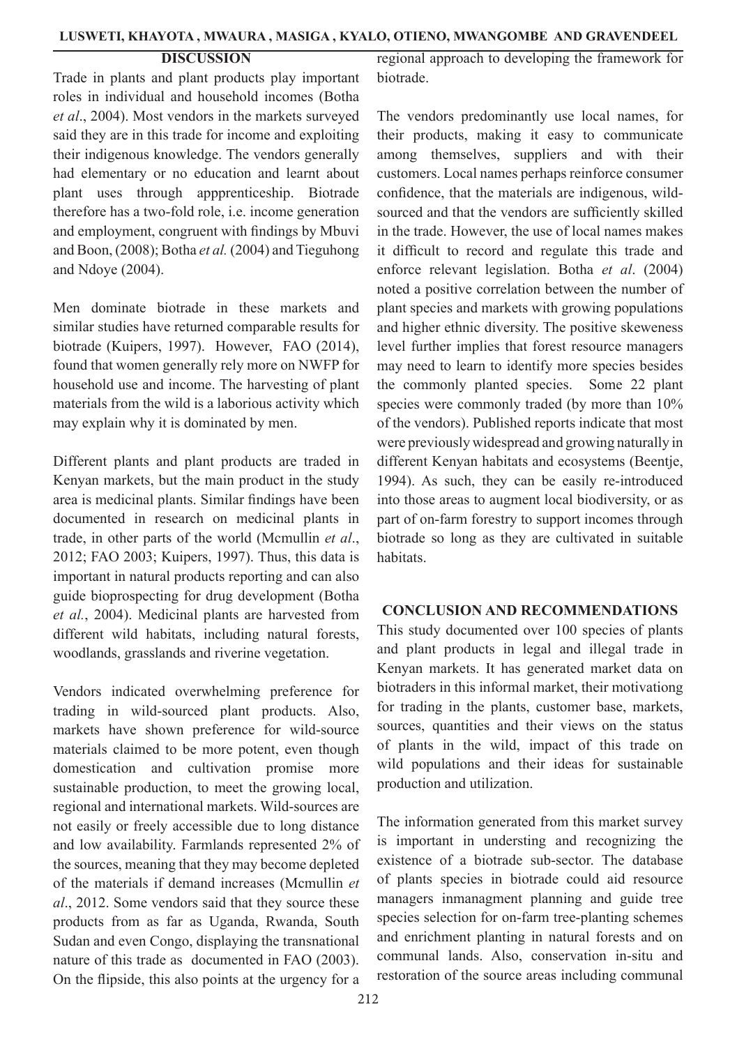## DISCUSSION

Trade in plants and plant products play important roles in individual and household incomes (Botha *et al*., 2004). Most vendors in the markets surveyed said they are in this trade for income and exploiting their indigenous knowledge. The vendors generally had elementary or no education and learnt about plant uses through appprenticeship. Biotrade therefore has a two-fold role, i.e. income generation and employment, congruent with findings by Mbuvi and Boon, (2008); Botha *et al.* (2004) and Tieguhong and Ndoye (2004).

Men dominate biotrade in these markets and similar studies have returned comparable results for biotrade (Kuipers, 1997). However, FAO (2014), found that women generally rely more on NWFP for household use and income. The harvesting of plant materials from the wild is a laborious activity which may explain why it is dominated by men.

Different plants and plant products are traded in Kenyan markets, but the main product in the study area is medicinal plants. Similar findings have been documented in research on medicinal plants in trade, in other parts of the world (Mcmullin *et al*., 2012; FAO 2003; Kuipers, 1997). Thus, this data is important in natural products reporting and can also guide bioprospecting for drug development (Botha *et al.*, 2004). Medicinal plants are harvested from different wild habitats, including natural forests, woodlands, grasslands and riverine vegetation.

Vendors indicated overwhelming preference for trading in wild-sourced plant products. Also, markets have shown preference for wild-source materials claimed to be more potent, even though domestication and cultivation promise more sustainable production, to meet the growing local, regional and international markets. Wild-sources are not easily or freely accessible due to long distance and low availability. Farmlands represented 2% of the sources, meaning that they may become depleted of the materials if demand increases (Mcmullin *et al*., 2012. Some vendors said that they source these products from as far as Uganda, Rwanda, South Sudan and even Congo, displaying the transnational nature of this trade as documented in FAO (2003). On the flipside, this also points at the urgency for a regional approach to developing the framework for biotrade.

The vendors predominantly use local names, for their products, making it easy to communicate among themselves, suppliers and with their customers. Local names perhaps reinforce consumer confidence, that the materials are indigenous, wild-sourced and that the vendors are sufficiently skilled in the trade. However, the use of local names makes it difficult to record and regulate this trade and enforce relevant legislation. Botha *et al*. (2004) noted a positive correlation between the number of plant species and markets with growing populations and higher ethnic diversity. The positive skeweness level further implies that forest resource managers may need to learn to identify more species besides the commonly planted species. Some 22 plant species were commonly traded (by more than 10% of the vendors). Published reports indicate that most were previously widespread and growing naturally in different Kenyan habitats and ecosystems (Beentje, 1994). As such, they can be easily re-introduced into those areas to augment local biodiversity, or as part of on-farm forestry to support incomes through biotrade so long as they are cultivated in suitable habitats.

## CONCLUSION AND RECOMMENDATIONS

This study documented over 100 species of plants and plant products in legal and illegal trade in Kenyan markets. It has generated market data on biotraders in this informal market, their motivationg for trading in the plants, customer base, markets, sources, quantities and their views on the status of plants in the wild, impact of this trade on wild populations and their ideas for sustainable production and utilization.

The information generated from this market survey is important in understing and recognizing the existence of a biotrade sub-sector. The database of plants species in biotrade could aid resource managers inmanagment planning and guide tree species selection for on-farm tree-planting schemes and enrichment planting in natural forests and on communal lands. Also, conservation in-situ and restoration of the source areas including communal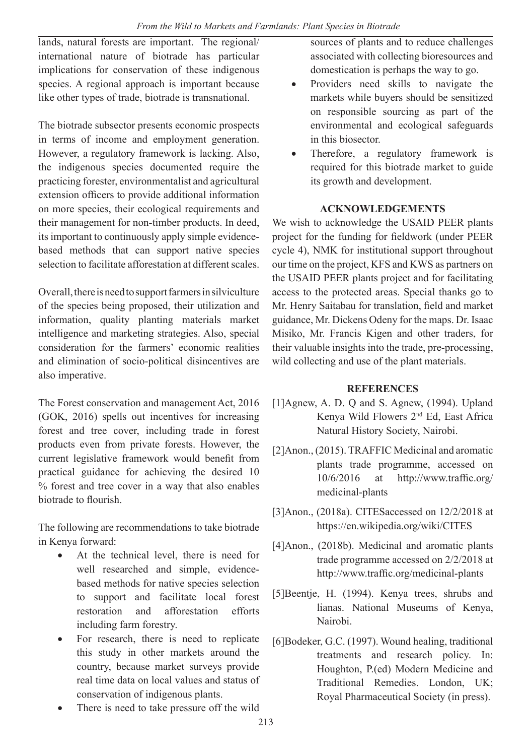lands, natural forests are important. The regional/international nature of biotrade has particular implications for conservation of these indigenous species. A regional approach is important because like other types of trade, biotrade is transnational.

The biotrade subsector presents economic prospects in terms of income and employment generation. However, a regulatory framework is lacking. Also, the indigenous species documented require the practicing forester, environmentalist and agricultural extension officers to provide additional information on more species, their ecological requirements and their management for non-timber products. In deed, its important to continuously apply simple evidence-based methods that can support native species selection to facilitate afforestation at different scales.

Overall, there is need to support farmers in silviculture of the species being proposed, their utilization and information, quality planting materials market intelligence and marketing strategies. Also, special consideration for the farmers' economic realities and elimination of socio-political disincentives are also imperative.

The Forest conservation and management Act, 2016 (GOK, 2016) spells out incentives for increasing forest and tree cover, including trade in forest products even from private forests. However, the current legislative framework would benefit from practical guidance for achieving the desired 10 % forest and tree cover in a way that also enables biotrade to flourish.

The following are recommendations to take biotrade in Kenya forward:

- At the technical level, there is need for well researched and simple, evidence-based methods for native species selection to support and facilitate local forest restoration and afforestation efforts including farm forestry.
- For research, there is need to replicate this study in other markets around the country, because market surveys provide real time data on local values and status of conservation of indigenous plants.
- There is need to take pressure off the wild sources of plants and to reduce challenges associated with collecting bioresources and domestication is perhaps the way to go.
- Providers need skills to navigate the markets while buyers should be sensitized on responsible sourcing as part of the environmental and ecological safeguards in this biosector.
- Therefore, a regulatory framework is required for this biotrade market to guide its growth and development.

## ACKNOWLEDGEMENTS

We wish to acknowledge the USAID PEER plants project for the funding for fieldwork (under PEER cycle 4), NMK for institutional support throughout our time on the project, KFS and KWS as partners on the USAID PEER plants project and for facilitating access to the protected areas. Special thanks go to Mr. Henry Saitabau for translation, field and market guidance, Mr. Dickens Odeny for the maps. Dr. Isaac Misiko, Mr. Francis Kigen and other traders, for their valuable insights into the trade, pre-processing, wild collecting and use of the plant materials.

## REFERENCES

[1]Agnew, A. D. Q and S. Agnew, (1994). Upland Kenya Wild Flowers 2nd Ed, East Africa Natural History Society, Nairobi.

[2]Anon., (2015). TRAFFIC Medicinal and aromatic plants trade programme, accessed on 10/6/2016 at http://www.traffic.org/medicinal-plants

[3]Anon., (2018a). CITESaccessed on 12/2/2018 at https://en.wikipedia.org/wiki/CITES

[4]Anon., (2018b). Medicinal and aromatic plants trade programme accessed on 2/2/2018 at http://www.traffic.org/medicinal-plants

[5]Beentje, H. (1994). Kenya trees, shrubs and lianas. National Museums of Kenya, Nairobi.

[6]Bodeker, G.C. (1997). Wound healing, traditional treatments and research policy. In: Houghton, P.(ed) Modern Medicine and Traditional Remedies. London, UK; Royal Pharmaceutical Society (in press).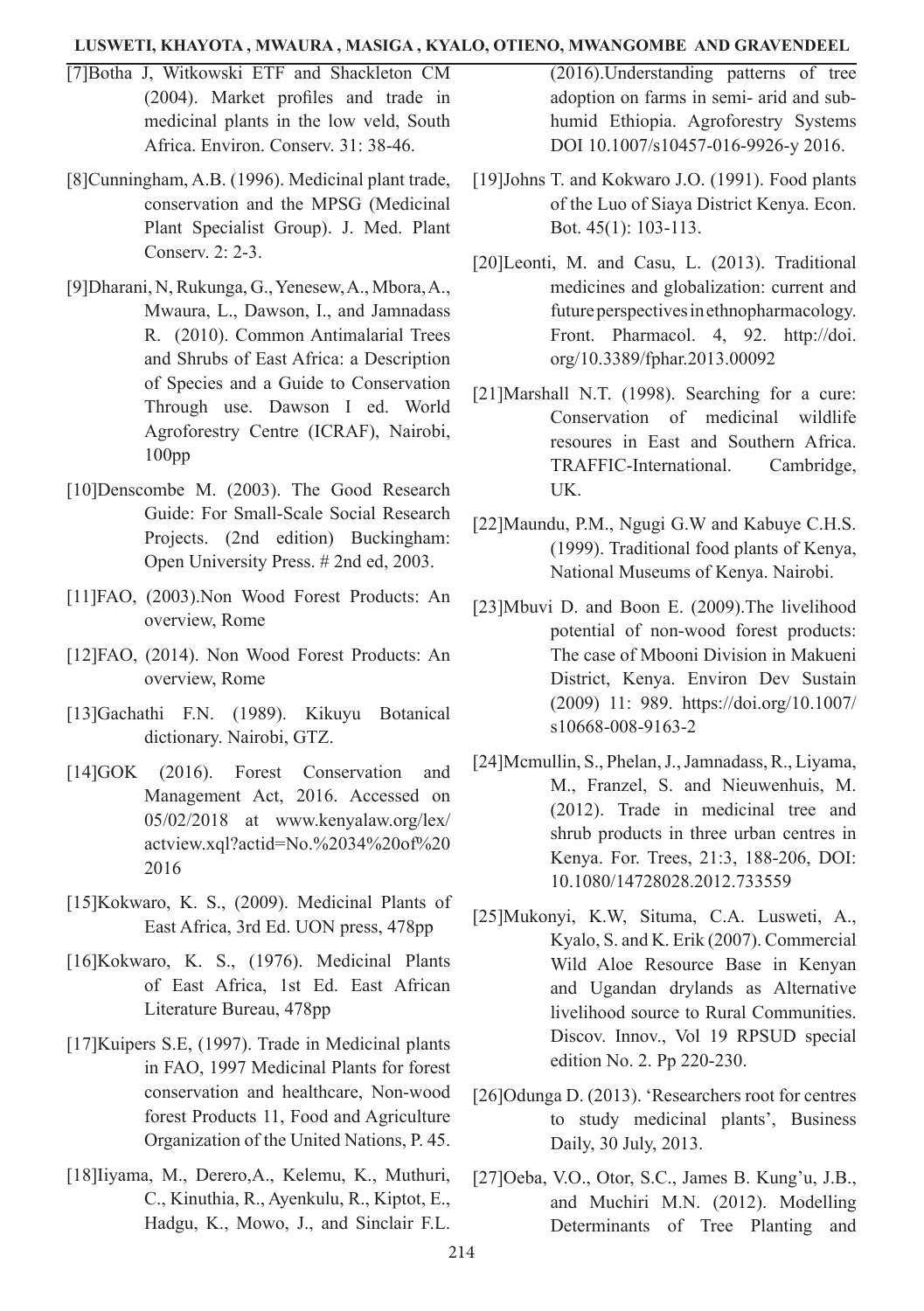[7]Botha J, Witkowski ETF and Shackleton CM (2004). Market profiles and trade in medicinal plants in the low veld, South Africa. Environ. Conserv. 31: 38-46.

[8]Cunningham, A.B. (1996). Medicinal plant trade, conservation and the MPSG (Medicinal Plant Specialist Group). J. Med. Plant Conserv. 2: 2-3.

[9]Dharani, N, Rukunga, G., Yenesew, A., Mbora, A., Mwaura, L., Dawson, I., and Jamnadass R. (2010). Common Antimalarial Trees and Shrubs of East Africa: a Description of Species and a Guide to Conservation Through use. Dawson I ed. World Agroforestry Centre (ICRAF), Nairobi, 100pp

[10]Denscombe M. (2003). The Good Research Guide: For Small-Scale Social Research Projects. (2nd edition) Buckingham: Open University Press. # 2nd ed, 2003.

[11]FAO, (2003).Non Wood Forest Products: An overview, Rome

[12]FAO, (2014). Non Wood Forest Products: An overview, Rome

[13]Gachathi F.N. (1989). Kikuyu Botanical dictionary. Nairobi, GTZ.

[14]GOK (2016). Forest Conservation and Management Act, 2016. Accessed on 05/02/2018 at www.kenyalaw.org/lex/actview.xql?actid=No.%2034%20of%202016

[15]Kokwaro, K. S., (2009). Medicinal Plants of East Africa, 3rd Ed. UON press, 478pp

[16]Kokwaro, K. S., (1976). Medicinal Plants of East Africa, 1st Ed. East African Literature Bureau, 478pp

[17]Kuipers S.E, (1997). Trade in Medicinal plants in FAO, 1997 Medicinal Plants for forest conservation and healthcare, Non-wood forest Products 11, Food and Agriculture Organization of the United Nations, P. 45.

[18]Iiyama, M., Derero,A., Kelemu, K., Muthuri, C., Kinuthia, R., Ayenkulu, R., Kiptot, E., Hadgu, K., Mowo, J., and Sinclair F.L. (2016).Understanding patterns of tree adoption on farms in semi- arid and sub-humid Ethiopia. Agroforestry Systems DOI 10.1007/s10457-016-9926-y 2016.

[19]Johns T. and Kokwaro J.O. (1991). Food plants of the Luo of Siaya District Kenya. Econ. Bot. 45(1): 103-113.

[20]Leonti, M. and Casu, L. (2013). Traditional medicines and globalization: current and future perspectives in ethnopharmacology. Front. Pharmacol. 4, 92. http://doi.org/10.3389/fphar.2013.00092

[21]Marshall N.T. (1998). Searching for a cure: Conservation of medicinal wildlife resoures in East and Southern Africa. TRAFFIC-International. Cambridge, UK.

[22]Maundu, P.M., Ngugi G.W and Kabuye C.H.S. (1999). Traditional food plants of Kenya, National Museums of Kenya. Nairobi.

[23]Mbuvi D. and Boon E. (2009).The livelihood potential of non-wood forest products: The case of Mbooni Division in Makueni District, Kenya. Environ Dev Sustain (2009) 11: 989. https://doi.org/10.1007/s10668-008-9163-2

[24]Mcmullin, S., Phelan, J., Jamnadass, R., Liyama, M., Franzel, S. and Nieuwenhuis, M. (2012). Trade in medicinal tree and shrub products in three urban centres in Kenya. For. Trees, 21:3, 188-206, DOI: 10.1080/14728028.2012.733559

[25]Mukonyi, K.W, Situma, C.A. Lusweti, A., Kyalo, S. and K. Erik (2007). Commercial Wild Aloe Resource Base in Kenyan and Ugandan drylands as Alternative livelihood source to Rural Communities. Discov. Innov., Vol 19 RPSUD special edition No. 2. Pp 220-230.

[26]Odunga D. (2013). 'Researchers root for centres to study medicinal plants', Business Daily, 30 July, 2013.

[27]Oeba, V.O., Otor, S.C., James B. Kung'u, J.B., and Muchiri M.N. (2012). Modelling Determinants of Tree Planting and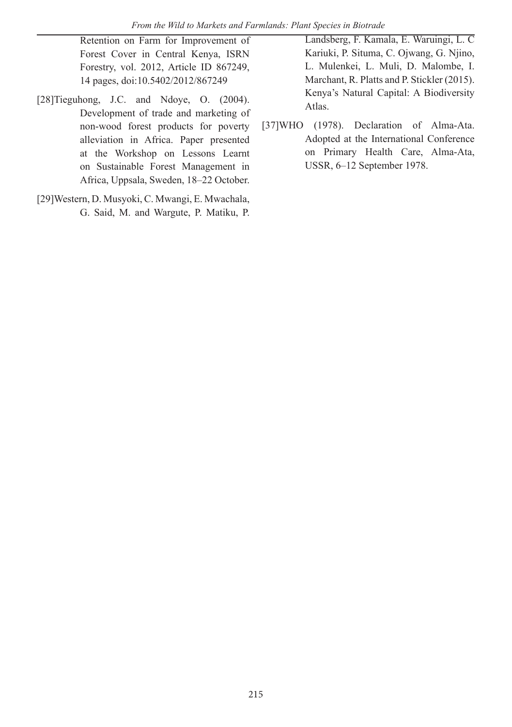Retention on Farm for Improvement of Forest Cover in Central Kenya, ISRN Forestry, vol. 2012, Article ID 867249, 14 pages, doi:10.5402/2012/867249

[28]Tieguhong, J.C. and Ndoye, O. (2004). Development of trade and marketing of non-wood forest products for poverty alleviation in Africa. Paper presented at the Workshop on Lessons Learnt on Sustainable Forest Management in Africa, Uppsala, Sweden, 18–22 October.

[29]Western, D. Musyoki, C. Mwangi, E. Mwachala, G. Said, M. and Wargute, P. Matiku, P. Landsberg, F. Kamala, E. Waruingi, L. C Kariuki, P. Situma, C. Ojwang, G. Njino, L. Mulenkei, L. Muli, D. Malombe, I. Marchant, R. Platts and P. Stickler (2015). Kenya's Natural Capital: A Biodiversity Atlas.

[37]WHO (1978). Declaration of Alma-Ata. Adopted at the International Conference on Primary Health Care, Alma-Ata, USSR, 6–12 September 1978.